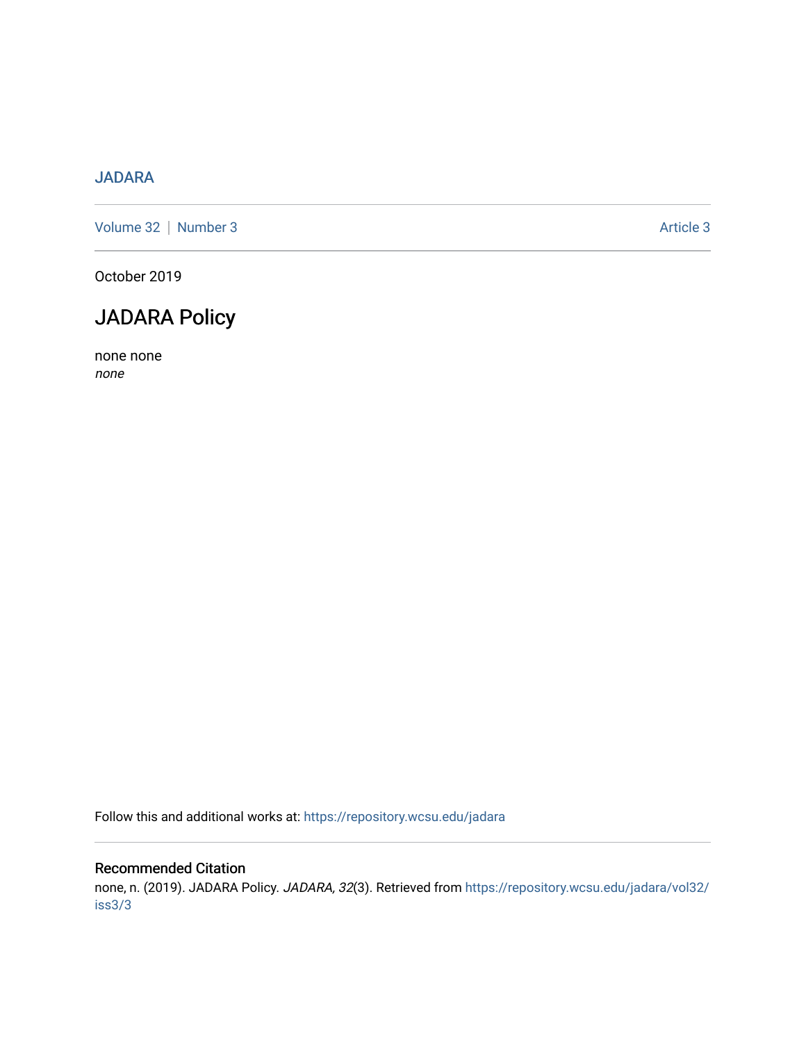JADARA

Volume 32 | Number 3 Article 3

October 2019

# JADARA Policy

none none
*none*

Follow this and additional works at: https://repository.wcsu.edu/jadara

## Recommended Citation

none, n. (2019). JADARA Policy. *JADARA, 32*(3). Retrieved from https://repository.wcsu.edu/jadara/vol32/iss3/3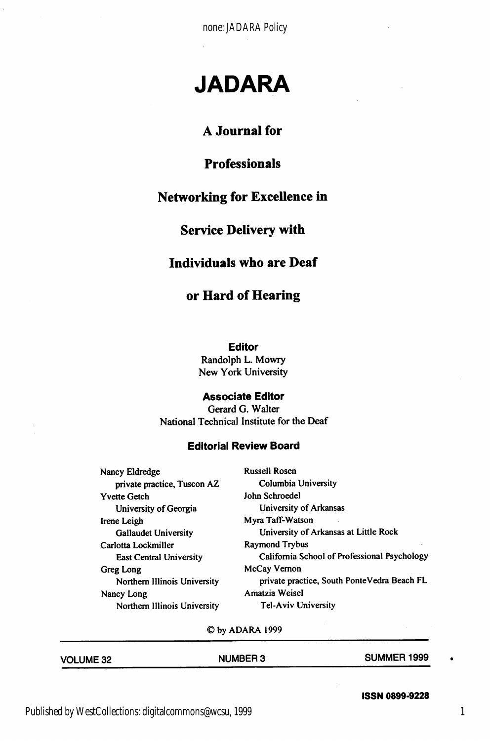# JADARA

### A Journal for

### Professionals

### Networking for Excellence in

### Service Delivery with

### Individuals who are Deaf

### or Hard of Hearing

**Editor**

Randolph L. Mowry
New York University

**Associate Editor**

Gerard G. Walter
National Technical Institute for the Deaf

**Editorial Review Board**

Nancy Eldredge
private practice, Tuscon AZ

Yvette Getch
University of Georgia

Irene Leigh
Gallaudet University

Carlotta Lockmiller
East Central University

Greg Long
Northern Illinois University

Nancy Long
Northern Illinois University

Russell Rosen
Columbia University

John Schroedel
University of Arkansas

Myra Taff-Watson
University of Arkansas at Little Rock

Raymond Trybus
California School of Professional Psychology

McCay Vernon
private practice, South PonteVedra Beach FL

Amatzia Weisel
Tel-Aviv University

© by ADARA 1999

VOLUME 32 NUMBER 3 SUMMER 1999

ISSN 0899-9228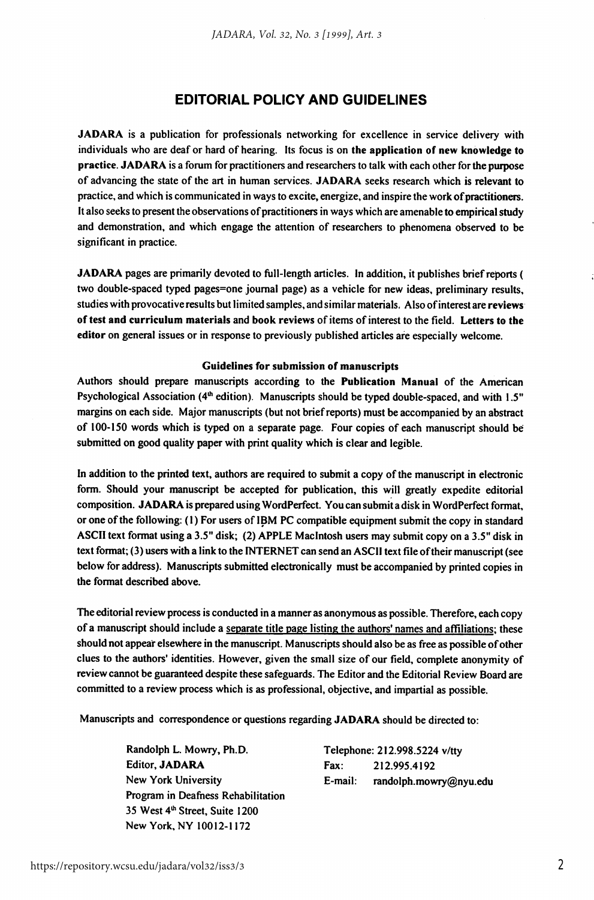# EDITORIAL POLICY AND GUIDELINES

**JADARA** is a publication for professionals networking for excellence in service delivery with individuals who are deaf or hard of hearing. Its focus is on **the application of new knowledge to practice. JADARA** is a forum for practitioners and researchers to talk with each other for the purpose of advancing the state of the art in human services. **JADARA** seeks research which is relevant to practice, and which is communicated in ways to excite, energize, and inspire the work of practitioners. It also seeks to present the observations of practitioners in ways which are amenable to empirical study and demonstration, and which engage the attention of researchers to phenomena observed to be significant in practice.

**JADARA** pages are primarily devoted to full-length articles. In addition, it publishes brief reports ( two double-spaced typed pages=one journal page) as a vehicle for new ideas, preliminary results, studies with provocative results but limited samples, and similar materials. Also of interest are **reviews of test and curriculum materials** and **book reviews** of items of interest to the field. **Letters to the editor** on general issues or in response to previously published articles are especially welcome.

### Guidelines for submission of manuscripts

Authors should prepare manuscripts according to the **Publication Manual** of the American Psychological Association (4th edition). Manuscripts should be typed double-spaced, and with 1.5" margins on each side. Major manuscripts (but not brief reports) must be accompanied by an abstract of 100-150 words which is typed on a separate page. Four copies of each manuscript should be submitted on good quality paper with print quality which is clear and legible.

In addition to the printed text, authors are required to submit a copy of the manuscript in electronic form. Should your manuscript be accepted for publication, this will greatly expedite editorial composition. **JADARA** is prepared using WordPerfect. You can submit a disk in WordPerfect format, or one of the following: (1) For users of IBM PC compatible equipment submit the copy in standard ASCII text format using a 3.5" disk; (2) APPLE MacIntosh users may submit copy on a 3.5" disk in text format; (3) users with a link to the INTERNET can send an ASCII text file of their manuscript (see below for address). Manuscripts submitted electronically must be accompanied by printed copies in the format described above.

The editorial review process is conducted in a manner as anonymous as possible. Therefore, each copy of a manuscript should include a separate title page listing the authors' names and affiliations; these should not appear elsewhere in the manuscript. Manuscripts should also be as free as possible of other clues to the authors' identities. However, given the small size of our field, complete anonymity of review cannot be guaranteed despite these safeguards. The Editor and the Editorial Review Board are committed to a review process which is as professional, objective, and impartial as possible.

Manuscripts and correspondence or questions regarding **JADARA** should be directed to:

Randolph L. Mowry, Ph.D.
Editor, **JADARA**
New York University
Program in Deafness Rehabilitation
35 West 4th Street, Suite 1200
New York, NY 10012-1172

Telephone: 212.998.5224 v/tty
Fax: 212.995.4192
E-mail: randolph.mowry@nyu.edu